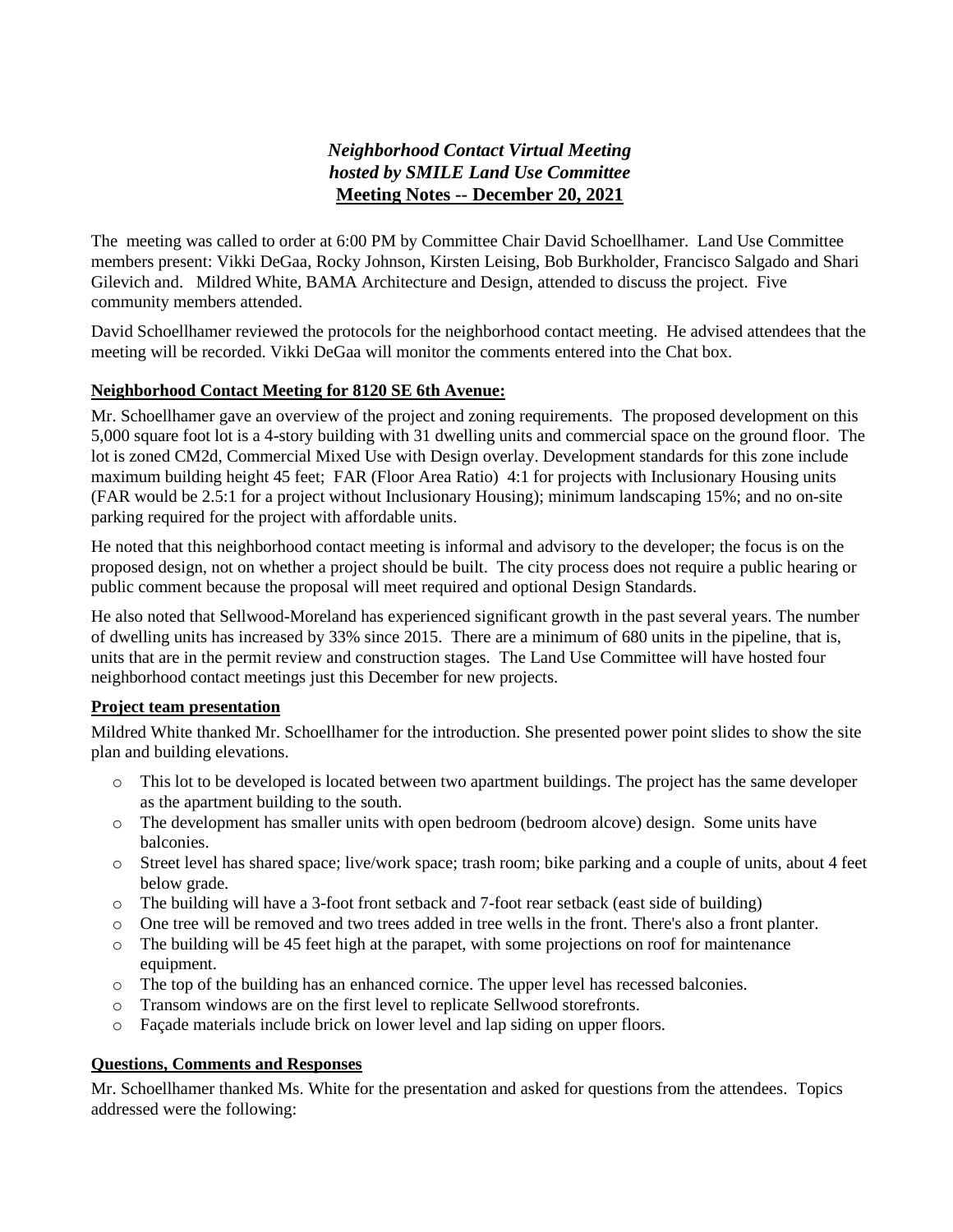# *Neighborhood Contact Virtual Meeting hosted by SMILE Land Use Committee*

## Meeting Notes -- December 20, 2021

The meeting was called to order at 6:00 PM by Committee Chair David Schoellhamer. Land Use Committee members present: Vikki DeGaa, Rocky Johnson, Kirsten Leising, Bob Burkholder, Francisco Salgado and Shari Gilevich and. Mildred White, BAMA Architecture and Design, attended to discuss the project. Five community members attended.

David Schoellhamer reviewed the protocols for the neighborhood contact meeting. He advised attendees that the meeting will be recorded. Vikki DeGaa will monitor the comments entered into the Chat box.

### Neighborhood Contact Meeting for 8120 SE 6th Avenue:

Mr. Schoellhamer gave an overview of the project and zoning requirements. The proposed development on this 5,000 square foot lot is a 4-story building with 31 dwelling units and commercial space on the ground floor. The lot is zoned CM2d, Commercial Mixed Use with Design overlay. Development standards for this zone include maximum building height 45 feet; FAR (Floor Area Ratio) 4:1 for projects with Inclusionary Housing units (FAR would be 2.5:1 for a project without Inclusionary Housing); minimum landscaping 15%; and no on-site parking required for the project with affordable units.

He noted that this neighborhood contact meeting is informal and advisory to the developer; the focus is on the proposed design, not on whether a project should be built. The city process does not require a public hearing or public comment because the proposal will meet required and optional Design Standards.

He also noted that Sellwood-Moreland has experienced significant growth in the past several years. The number of dwelling units has increased by 33% since 2015. There are a minimum of 680 units in the pipeline, that is, units that are in the permit review and construction stages. The Land Use Committee will have hosted four neighborhood contact meetings just this December for new projects.

### Project team presentation

Mildred White thanked Mr. Schoellhamer for the introduction. She presented power point slides to show the site plan and building elevations.

- This lot to be developed is located between two apartment buildings. The project has the same developer as the apartment building to the south.
- The development has smaller units with open bedroom (bedroom alcove) design. Some units have balconies.
- Street level has shared space; live/work space; trash room; bike parking and a couple of units, about 4 feet below grade.
- The building will have a 3-foot front setback and 7-foot rear setback (east side of building)
- One tree will be removed and two trees added in tree wells in the front. There's also a front planter.
- The building will be 45 feet high at the parapet, with some projections on roof for maintenance equipment.
- The top of the building has an enhanced cornice. The upper level has recessed balconies.
- Transom windows are on the first level to replicate Sellwood storefronts.
- Façade materials include brick on lower level and lap siding on upper floors.

### Questions, Comments and Responses

Mr. Schoellhamer thanked Ms. White for the presentation and asked for questions from the attendees. Topics addressed were the following: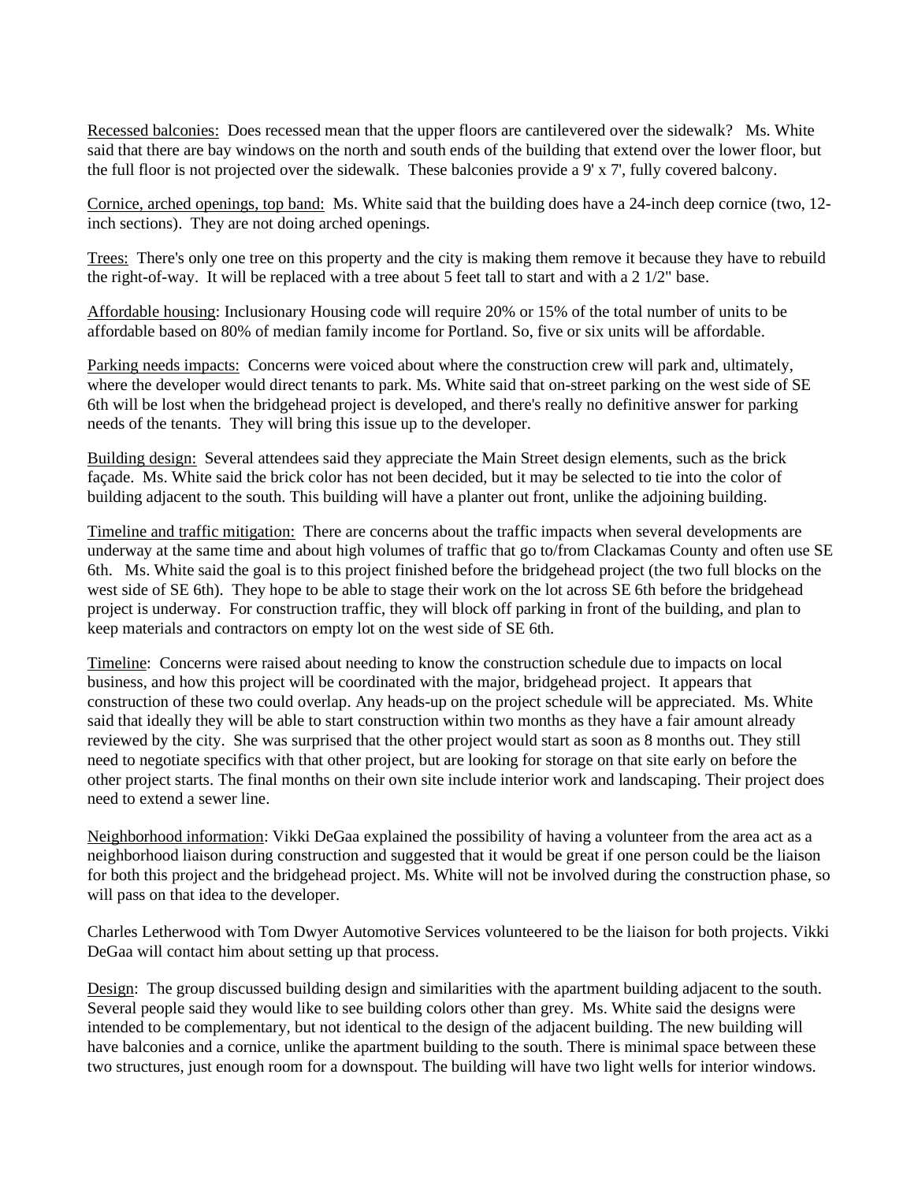Recessed balconies: Does recessed mean that the upper floors are cantilevered over the sidewalk? Ms. White said that there are bay windows on the north and south ends of the building that extend over the lower floor, but the full floor is not projected over the sidewalk. These balconies provide a 9' x 7', fully covered balcony.

Cornice, arched openings, top band: Ms. White said that the building does have a 24-inch deep cornice (two, 12-inch sections). They are not doing arched openings.

Trees: There's only one tree on this property and the city is making them remove it because they have to rebuild the right-of-way. It will be replaced with a tree about 5 feet tall to start and with a 2 1/2" base.

Affordable housing: Inclusionary Housing code will require 20% or 15% of the total number of units to be affordable based on 80% of median family income for Portland. So, five or six units will be affordable.

Parking needs impacts: Concerns were voiced about where the construction crew will park and, ultimately, where the developer would direct tenants to park. Ms. White said that on-street parking on the west side of SE 6th will be lost when the bridgehead project is developed, and there's really no definitive answer for parking needs of the tenants. They will bring this issue up to the developer.

Building design: Several attendees said they appreciate the Main Street design elements, such as the brick façade. Ms. White said the brick color has not been decided, but it may be selected to tie into the color of building adjacent to the south. This building will have a planter out front, unlike the adjoining building.

Timeline and traffic mitigation: There are concerns about the traffic impacts when several developments are underway at the same time and about high volumes of traffic that go to/from Clackamas County and often use SE 6th. Ms. White said the goal is to this project finished before the bridgehead project (the two full blocks on the west side of SE 6th). They hope to be able to stage their work on the lot across SE 6th before the bridgehead project is underway. For construction traffic, they will block off parking in front of the building, and plan to keep materials and contractors on empty lot on the west side of SE 6th.

Timeline: Concerns were raised about needing to know the construction schedule due to impacts on local business, and how this project will be coordinated with the major, bridgehead project. It appears that construction of these two could overlap. Any heads-up on the project schedule will be appreciated. Ms. White said that ideally they will be able to start construction within two months as they have a fair amount already reviewed by the city. She was surprised that the other project would start as soon as 8 months out. They still need to negotiate specifics with that other project, but are looking for storage on that site early on before the other project starts. The final months on their own site include interior work and landscaping. Their project does need to extend a sewer line.

Neighborhood information: Vikki DeGaa explained the possibility of having a volunteer from the area act as a neighborhood liaison during construction and suggested that it would be great if one person could be the liaison for both this project and the bridgehead project. Ms. White will not be involved during the construction phase, so will pass on that idea to the developer.

Charles Letherwood with Tom Dwyer Automotive Services volunteered to be the liaison for both projects. Vikki DeGaa will contact him about setting up that process.

Design: The group discussed building design and similarities with the apartment building adjacent to the south. Several people said they would like to see building colors other than grey. Ms. White said the designs were intended to be complementary, but not identical to the design of the adjacent building. The new building will have balconies and a cornice, unlike the apartment building to the south. There is minimal space between these two structures, just enough room for a downspout. The building will have two light wells for interior windows.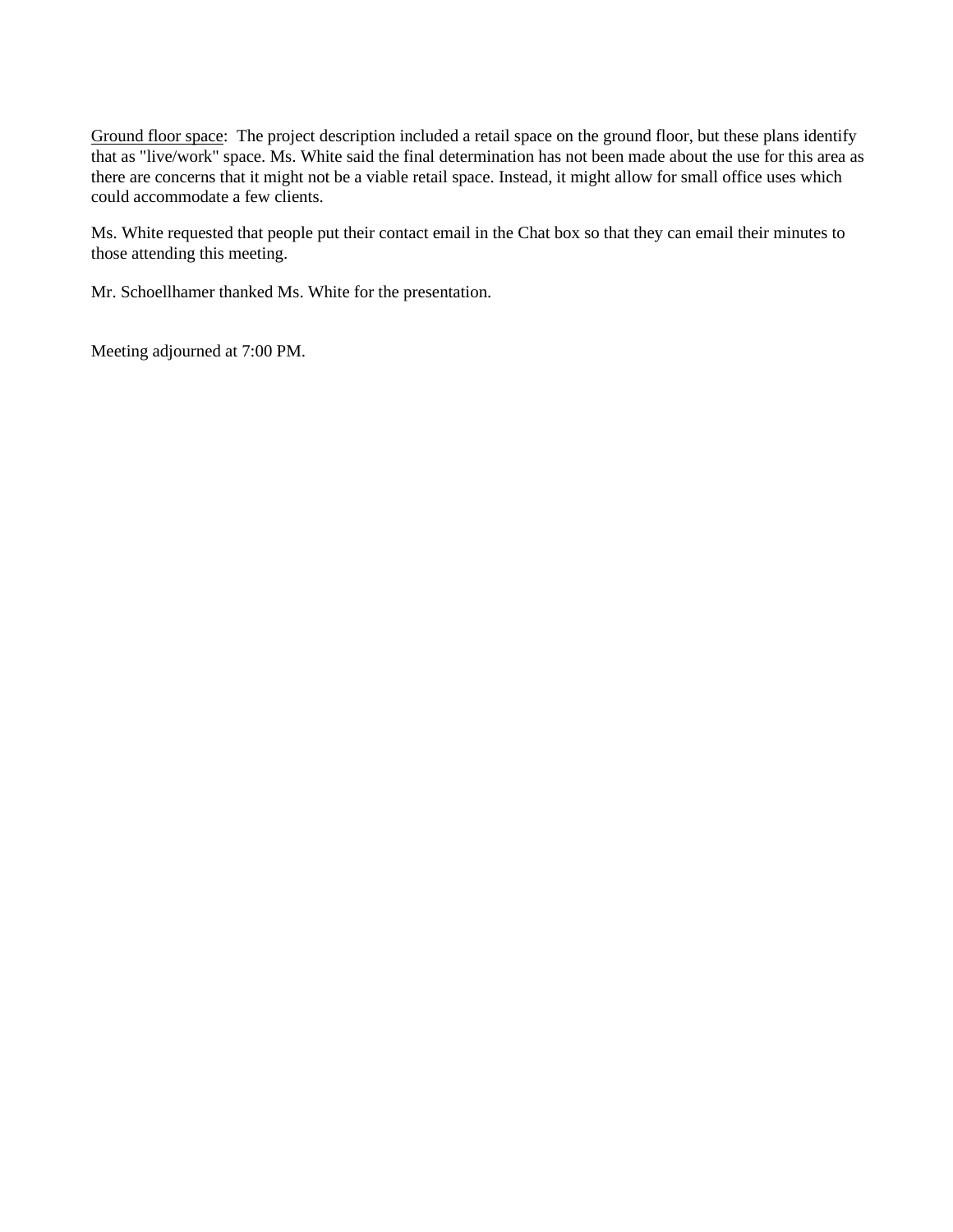<u>Ground floor space</u>: The project description included a retail space on the ground floor, but these plans identify that as "live/work" space. Ms. White said the final determination has not been made about the use for this area as there are concerns that it might not be a viable retail space. Instead, it might allow for small office uses which could accommodate a few clients.

Ms. White requested that people put their contact email in the Chat box so that they can email their minutes to those attending this meeting.

Mr. Schoellhamer thanked Ms. White for the presentation.

Meeting adjourned at 7:00 PM.